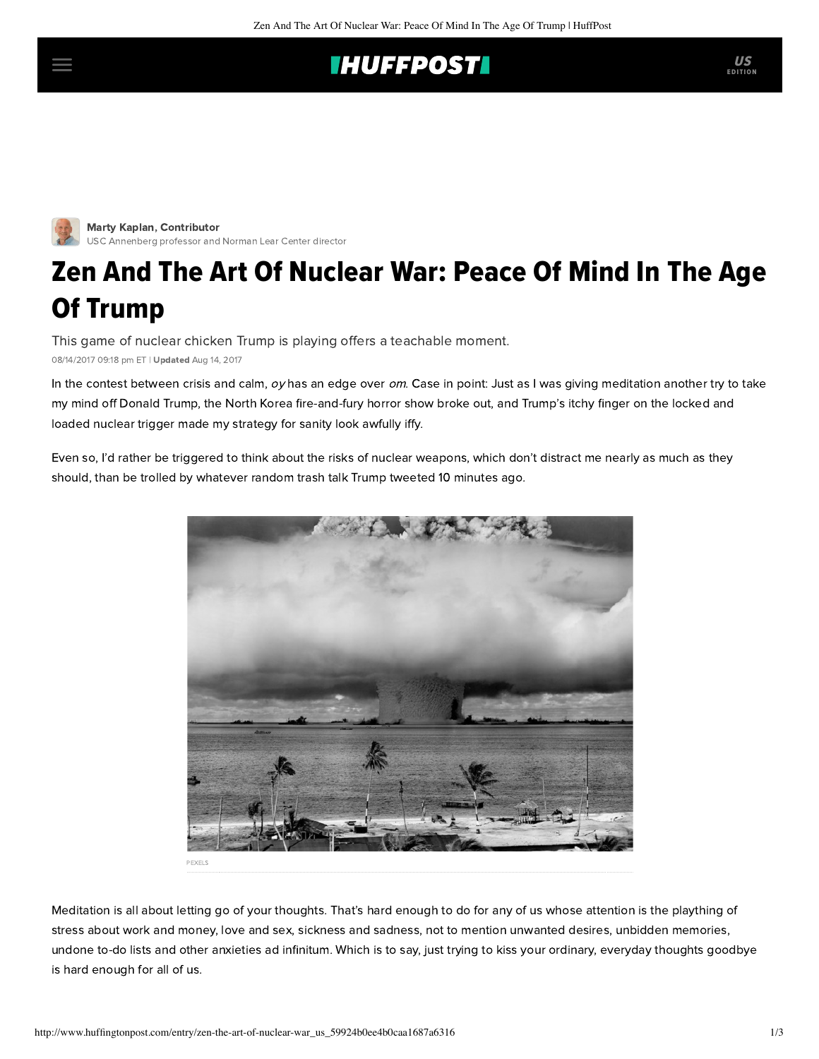Marty Kaplan, Contributor
USC Annenberg professor and Norman Lear Center director

# Zen And The Art Of Nuclear War: Peace Of Mind In The Age Of Trump

This game of nuclear chicken Trump is playing offers a teachable moment.

08/14/2017 09:18 pm ET | **Updated** Aug 14, 2017

In the contest between crisis and calm, *oy* has an edge over *om*. Case in point: Just as I was giving meditation another try to take my mind off Donald Trump, the North Korea fire-and-fury horror show broke out, and Trump's itchy finger on the locked and loaded nuclear trigger made my strategy for sanity look awfully iffy.

Even so, I'd rather be triggered to think about the risks of nuclear weapons, which don't distract me nearly as much as they should, than be trolled by whatever random trash talk Trump tweeted 10 minutes ago.

PEXELS

Meditation is all about letting go of your thoughts. That's hard enough to do for any of us whose attention is the plaything of stress about work and money, love and sex, sickness and sadness, not to mention unwanted desires, unbidden memories, undone to-do lists and other anxieties ad infinitum. Which is to say, just trying to kiss your ordinary, everyday thoughts goodbye is hard enough for all of us.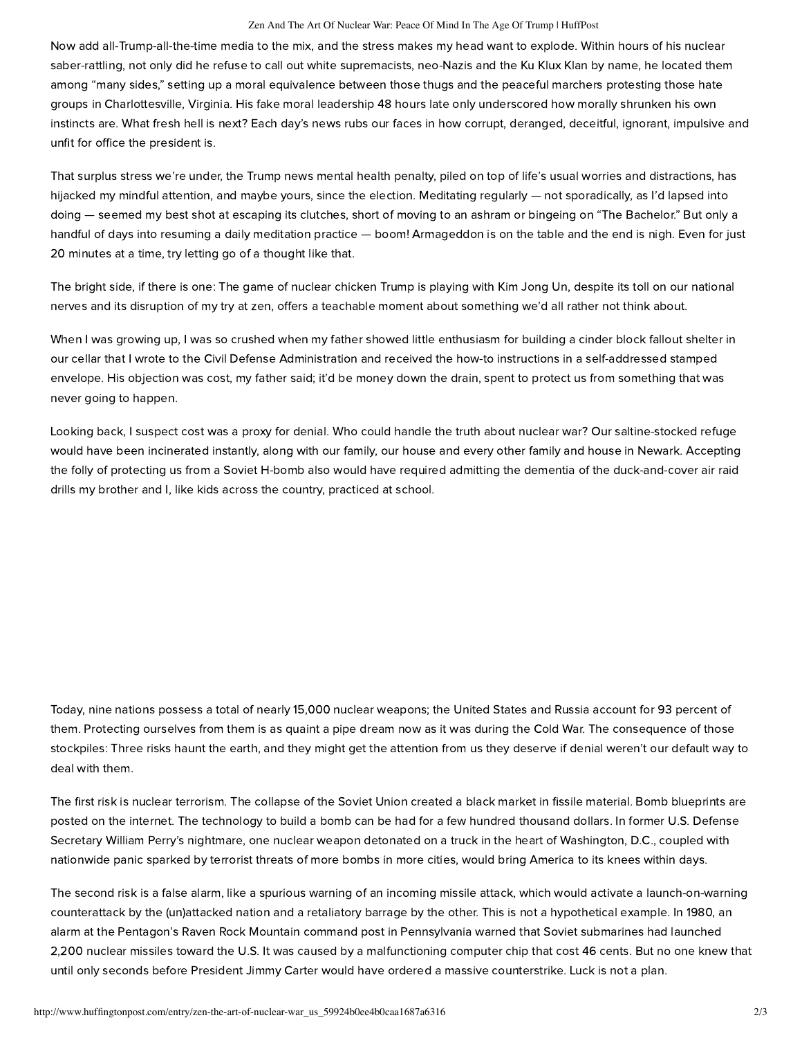Now add all-Trump-all-the-time media to the mix, and the stress makes my head want to explode. Within hours of his nuclear saber-rattling, not only did he refuse to call out white supremacists, neo-Nazis and the Ku Klux Klan by name, he located them among "many sides," setting up a moral equivalence between those thugs and the peaceful marchers protesting those hate groups in Charlottesville, Virginia. His fake moral leadership 48 hours late only underscored how morally shrunken his own instincts are. What fresh hell is next? Each day's news rubs our faces in how corrupt, deranged, deceitful, ignorant, impulsive and unfit for office the president is.

That surplus stress we're under, the Trump news mental health penalty, piled on top of life's usual worries and distractions, has hijacked my mindful attention, and maybe yours, since the election. Meditating regularly — not sporadically, as I'd lapsed into doing — seemed my best shot at escaping its clutches, short of moving to an ashram or bingeing on "The Bachelor." But only a handful of days into resuming a daily meditation practice — boom! Armageddon is on the table and the end is nigh. Even for just 20 minutes at a time, try letting go of a thought like that.

The bright side, if there is one: The game of nuclear chicken Trump is playing with Kim Jong Un, despite its toll on our national nerves and its disruption of my try at zen, offers a teachable moment about something we'd all rather not think about.

When I was growing up, I was so crushed when my father showed little enthusiasm for building a cinder block fallout shelter in our cellar that I wrote to the Civil Defense Administration and received the how-to instructions in a self-addressed stamped envelope. His objection was cost, my father said; it'd be money down the drain, spent to protect us from something that was never going to happen.

Looking back, I suspect cost was a proxy for denial. Who could handle the truth about nuclear war? Our saltine-stocked refuge would have been incinerated instantly, along with our family, our house and every other family and house in Newark. Accepting the folly of protecting us from a Soviet H-bomb also would have required admitting the dementia of the duck-and-cover air raid drills my brother and I, like kids across the country, practiced at school.

Today, nine nations possess a total of nearly 15,000 nuclear weapons; the United States and Russia account for 93 percent of them. Protecting ourselves from them is as quaint a pipe dream now as it was during the Cold War. The consequence of those stockpiles: Three risks haunt the earth, and they might get the attention from us they deserve if denial weren't our default way to deal with them.

The first risk is nuclear terrorism. The collapse of the Soviet Union created a black market in fissile material. Bomb blueprints are posted on the internet. The technology to build a bomb can be had for a few hundred thousand dollars. In former U.S. Defense Secretary William Perry's nightmare, one nuclear weapon detonated on a truck in the heart of Washington, D.C., coupled with nationwide panic sparked by terrorist threats of more bombs in more cities, would bring America to its knees within days.

The second risk is a false alarm, like a spurious warning of an incoming missile attack, which would activate a launch-on-warning counterattack by the (un)attacked nation and a retaliatory barrage by the other. This is not a hypothetical example. In 1980, an alarm at the Pentagon's Raven Rock Mountain command post in Pennsylvania warned that Soviet submarines had launched 2,200 nuclear missiles toward the U.S. It was caused by a malfunctioning computer chip that cost 46 cents. But no one knew that until only seconds before President Jimmy Carter would have ordered a massive counterstrike. Luck is not a plan.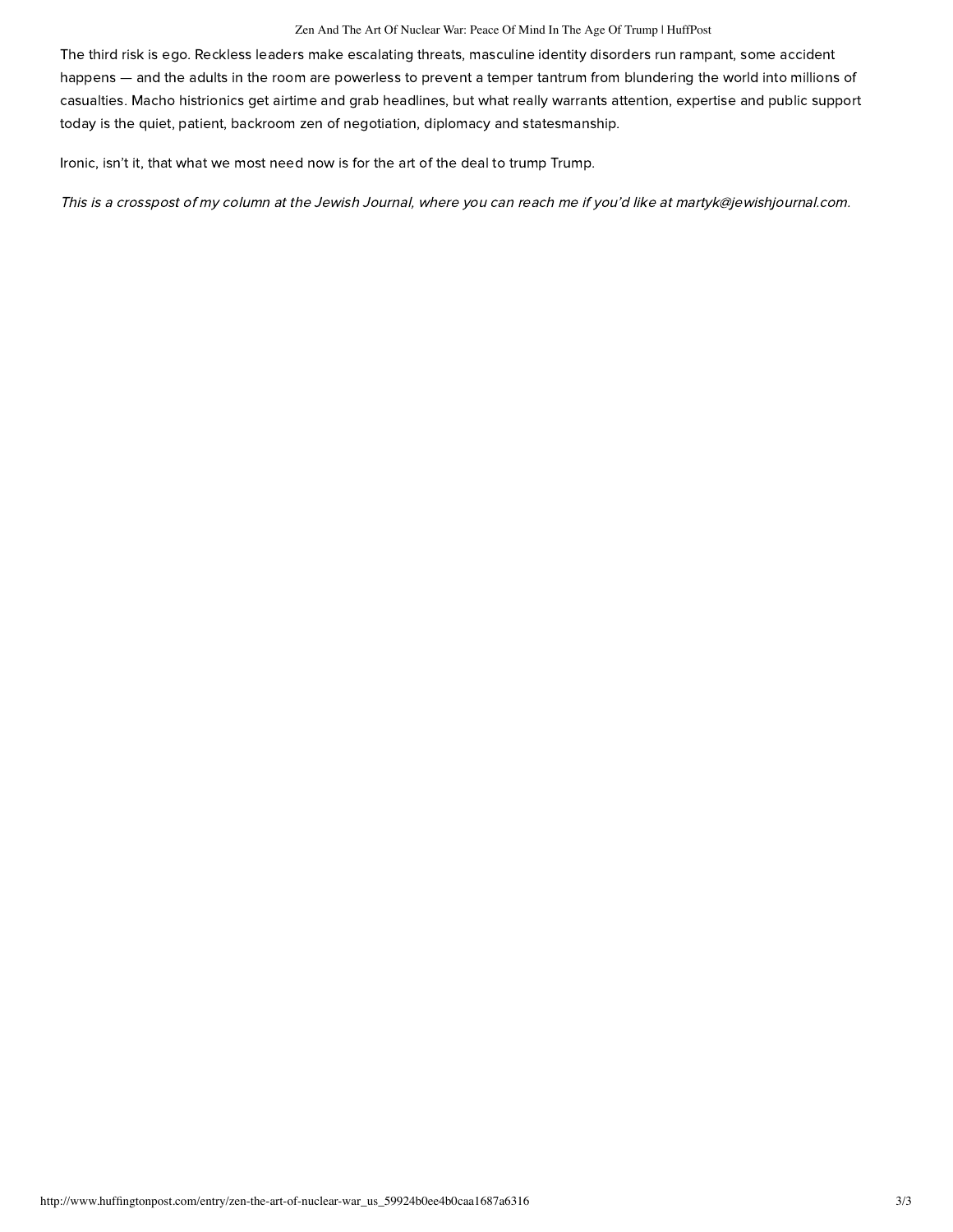The third risk is ego. Reckless leaders make escalating threats, masculine identity disorders run rampant, some accident happens — and the adults in the room are powerless to prevent a temper tantrum from blundering the world into millions of casualties. Macho histrionics get airtime and grab headlines, but what really warrants attention, expertise and public support today is the quiet, patient, backroom zen of negotiation, diplomacy and statesmanship.

Ironic, isn't it, that what we most need now is for the art of the deal to trump Trump.

*This is a crosspost of my column at the Jewish Journal, where you can reach me if you'd like at martyk@jewishjournal.com.*